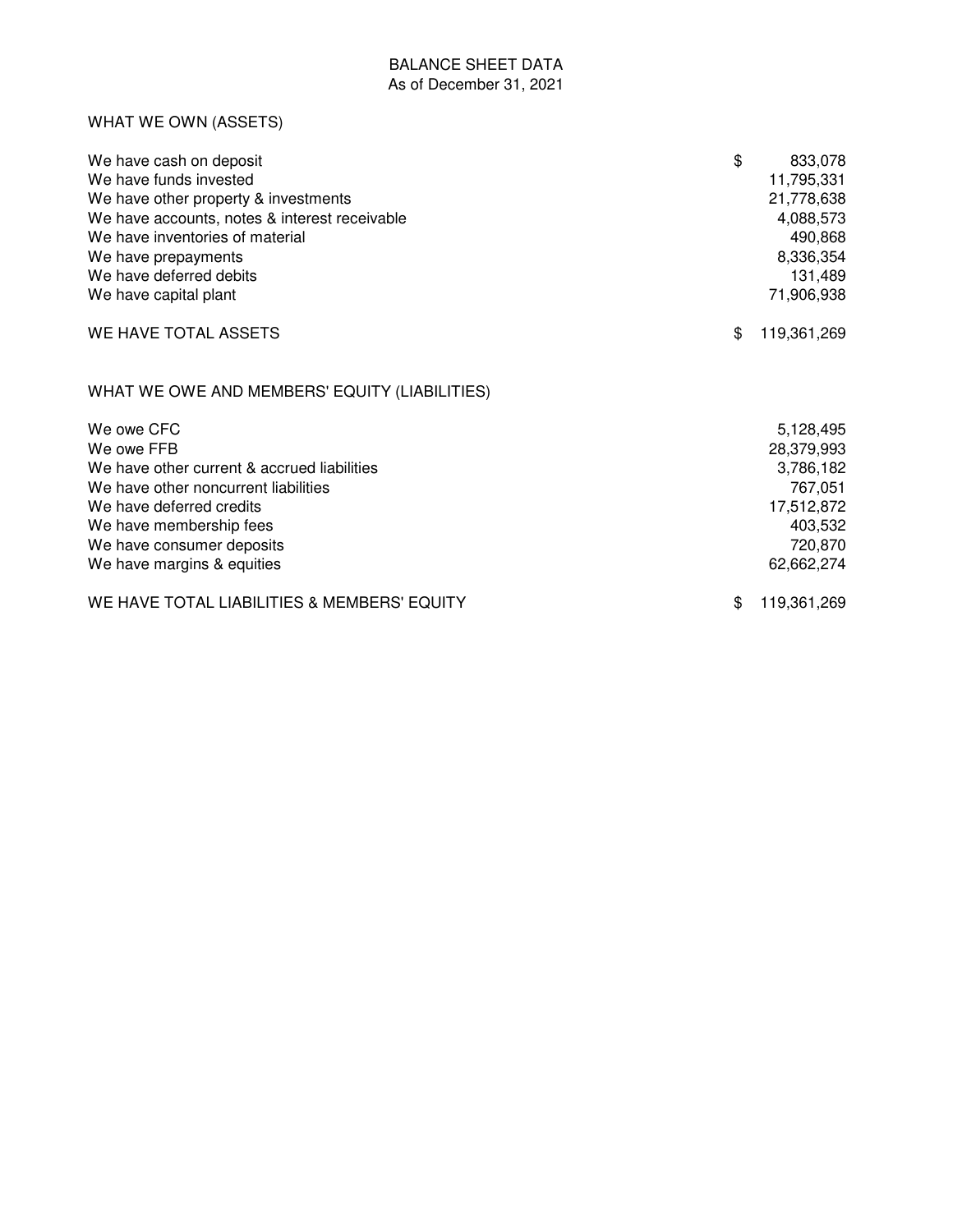# BALANCE SHEET DATA

As of December 31, 2021

## WHAT WE OWN (ASSETS)

| | |
|---|---|
| We have cash on deposit | $ 833,078 |
| We have funds invested | 11,795,331 |
| We have other property & investments | 21,778,638 |
| We have accounts, notes & interest receivable | 4,088,573 |
| We have inventories of material | 490,868 |
| We have prepayments | 8,336,354 |
| We have deferred debits | 131,489 |
| We have capital plant | 71,906,938 |
| WE HAVE TOTAL ASSETS | $ 119,361,269 |

## WHAT WE OWE AND MEMBERS' EQUITY (LIABILITIES)

| | |
|---|---|
| We owe CFC | 5,128,495 |
| We owe FFB | 28,379,993 |
| We have other current & accrued liabilities | 3,786,182 |
| We have other noncurrent liabilities | 767,051 |
| We have deferred credits | 17,512,872 |
| We have membership fees | 403,532 |
| We have consumer deposits | 720,870 |
| We have margins & equities | 62,662,274 |
| WE HAVE TOTAL LIABILITIES & MEMBERS' EQUITY | $ 119,361,269 |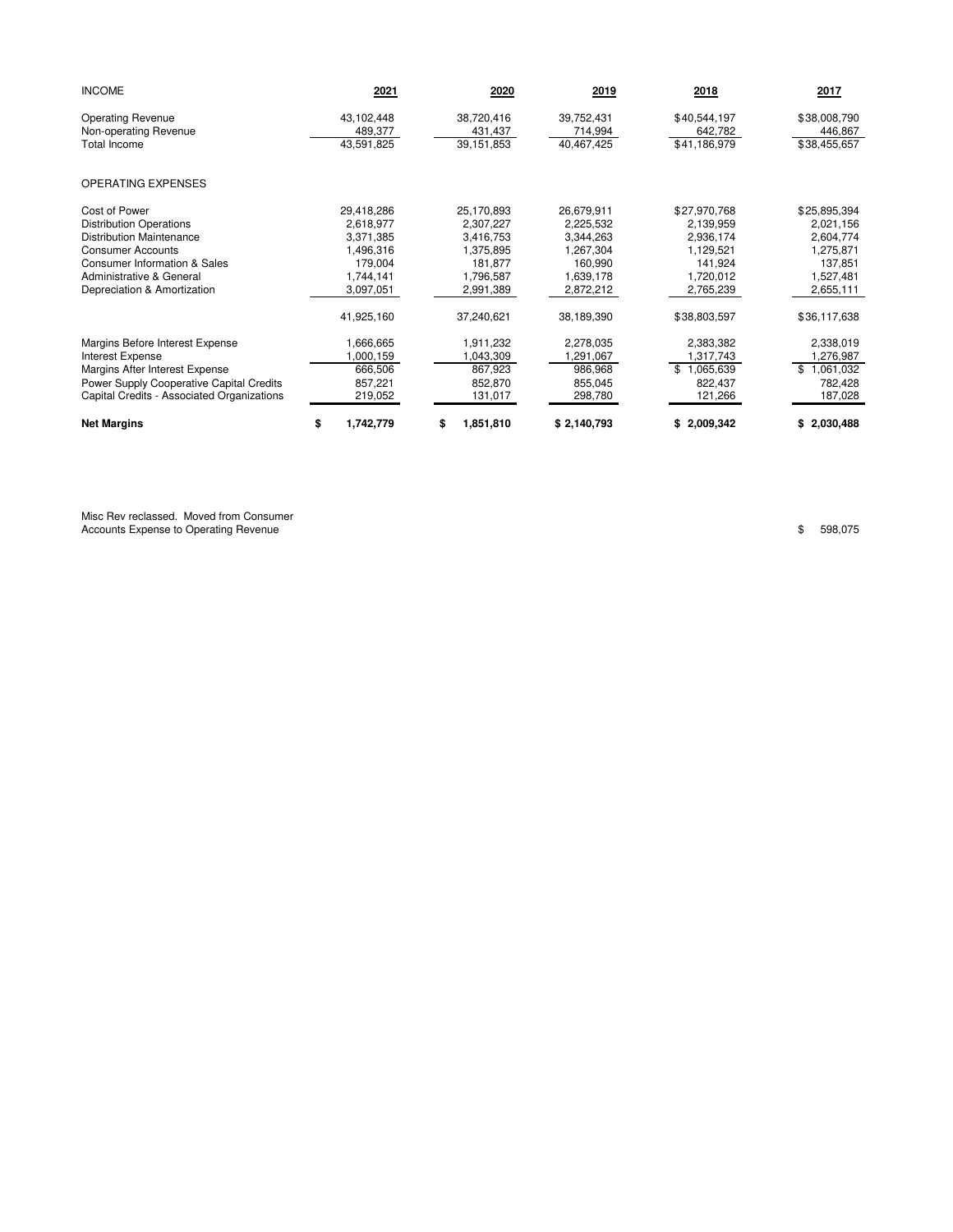| INCOME | 2021 | 2020 | 2019 | 2018 | 2017 |
|---|---|---|---|---|---|
| Operating Revenue | 43,102,448 | 38,720,416 | 39,752,431 | $40,544,197 | $38,008,790 |
| Non-operating Revenue | 489,377 | 431,437 | 714,994 | 642,782 | 446,867 |
| Total Income | 43,591,825 | 39,151,853 | 40,467,425 | $41,186,979 | $38,455,657 |
| | | | | | |
| OPERATING EXPENSES | | | | | |
| | | | | | |
| Cost of Power | 29,418,286 | 25,170,893 | 26,679,911 | $27,970,768 | $25,895,394 |
| Distribution Operations | 2,618,977 | 2,307,227 | 2,225,532 | 2,139,959 | 2,021,156 |
| Distribution Maintenance | 3,371,385 | 3,416,753 | 3,344,263 | 2,936,174 | 2,604,774 |
| Consumer Accounts | 1,496,316 | 1,375,895 | 1,267,304 | 1,129,521 | 1,275,871 |
| Consumer Information & Sales | 179,004 | 181,877 | 160,990 | 141,924 | 137,851 |
| Administrative & General | 1,744,141 | 1,796,587 | 1,639,178 | 1,720,012 | 1,527,481 |
| Depreciation & Amortization | 3,097,051 | 2,991,389 | 2,872,212 | 2,765,239 | 2,655,111 |
| | 41,925,160 | 37,240,621 | 38,189,390 | $38,803,597 | $36,117,638 |
| | | | | | |
| Margins Before Interest Expense | 1,666,665 | 1,911,232 | 2,278,035 | 2,383,382 | 2,338,019 |
| Interest Expense | 1,000,159 | 1,043,309 | 1,291,067 | 1,317,743 | 1,276,987 |
| Margins After Interest Expense | 666,506 | 867,923 | 986,968 | $ 1,065,639 | $ 1,061,032 |
| Power Supply Cooperative Capital Credits | 857,221 | 852,870 | 855,045 | 822,437 | 782,428 |
| Capital Credits - Associated Organizations | 219,052 | 131,017 | 298,780 | 121,266 | 187,028 |
| **Net Margins** | **$ 1,742,779** | **$ 1,851,810** | **$ 2,140,793** | **$ 2,009,342** | **$ 2,030,488** |

Misc Rev reclassed. Moved from Consumer Accounts Expense to Operating Revenue $ 598,075